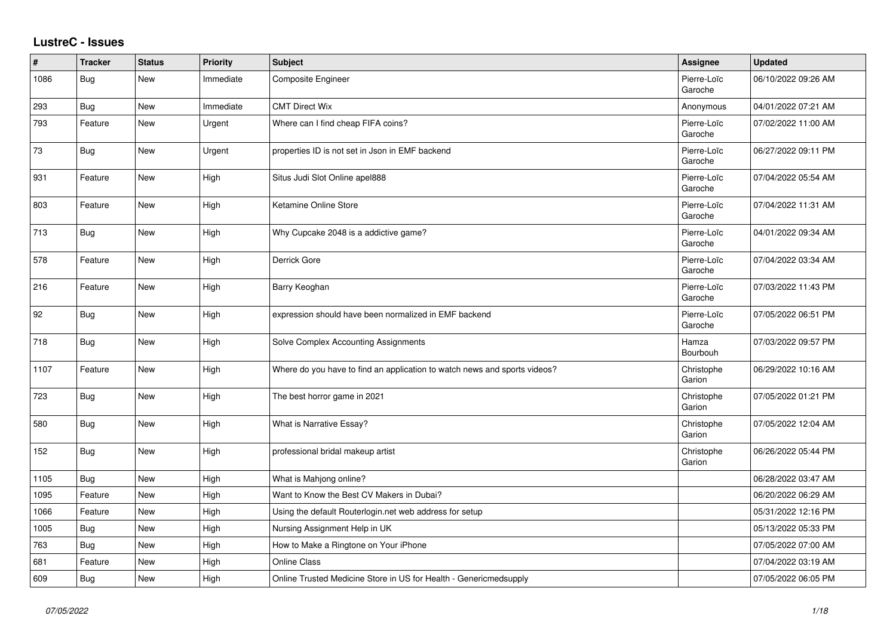## LustreC - Issues

| # | Tracker | Status | Priority | Subject | Assignee | Updated |
|---|---|---|---|---|---|---|
| 1086 | Bug | New | Immediate | Composite Engineer | Pierre-Loïc Garoche | 06/10/2022 09:26 AM |
| 293 | Bug | New | Immediate | CMT Direct Wix | Anonymous | 04/01/2022 07:21 AM |
| 793 | Feature | New | Urgent | Where can I find cheap FIFA coins? | Pierre-Loïc Garoche | 07/02/2022 11:00 AM |
| 73 | Bug | New | Urgent | properties ID is not set in Json in EMF backend | Pierre-Loïc Garoche | 06/27/2022 09:11 PM |
| 931 | Feature | New | High | Situs Judi Slot Online apel888 | Pierre-Loïc Garoche | 07/04/2022 05:54 AM |
| 803 | Feature | New | High | Ketamine Online Store | Pierre-Loïc Garoche | 07/04/2022 11:31 AM |
| 713 | Bug | New | High | Why Cupcake 2048 is a addictive game? | Pierre-Loïc Garoche | 04/01/2022 09:34 AM |
| 578 | Feature | New | High | Derrick Gore | Pierre-Loïc Garoche | 07/04/2022 03:34 AM |
| 216 | Feature | New | High | Barry Keoghan | Pierre-Loïc Garoche | 07/03/2022 11:43 PM |
| 92 | Bug | New | High | expression should have been normalized in EMF backend | Pierre-Loïc Garoche | 07/05/2022 06:51 PM |
| 718 | Bug | New | High | Solve Complex Accounting Assignments | Hamza Bourbouh | 07/03/2022 09:57 PM |
| 1107 | Feature | New | High | Where do you have to find an application to watch news and sports videos? | Christophe Garion | 06/29/2022 10:16 AM |
| 723 | Bug | New | High | The best horror game in 2021 | Christophe Garion | 07/05/2022 01:21 PM |
| 580 | Bug | New | High | What is Narrative Essay? | Christophe Garion | 07/05/2022 12:04 AM |
| 152 | Bug | New | High | professional bridal makeup artist | Christophe Garion | 06/26/2022 05:44 PM |
| 1105 | Bug | New | High | What is Mahjong online? | | 06/28/2022 03:47 AM |
| 1095 | Feature | New | High | Want to Know the Best CV Makers in Dubai? | | 06/20/2022 06:29 AM |
| 1066 | Feature | New | High | Using the default Routerlogin.net web address for setup | | 05/31/2022 12:16 PM |
| 1005 | Bug | New | High | Nursing Assignment Help in UK | | 05/13/2022 05:33 PM |
| 763 | Bug | New | High | How to Make a Ringtone on Your iPhone | | 07/05/2022 07:00 AM |
| 681 | Feature | New | High | Online Class | | 07/04/2022 03:19 AM |
| 609 | Bug | New | High | Online Trusted Medicine Store in US for Health - Genericmedsupply | | 07/05/2022 06:05 PM |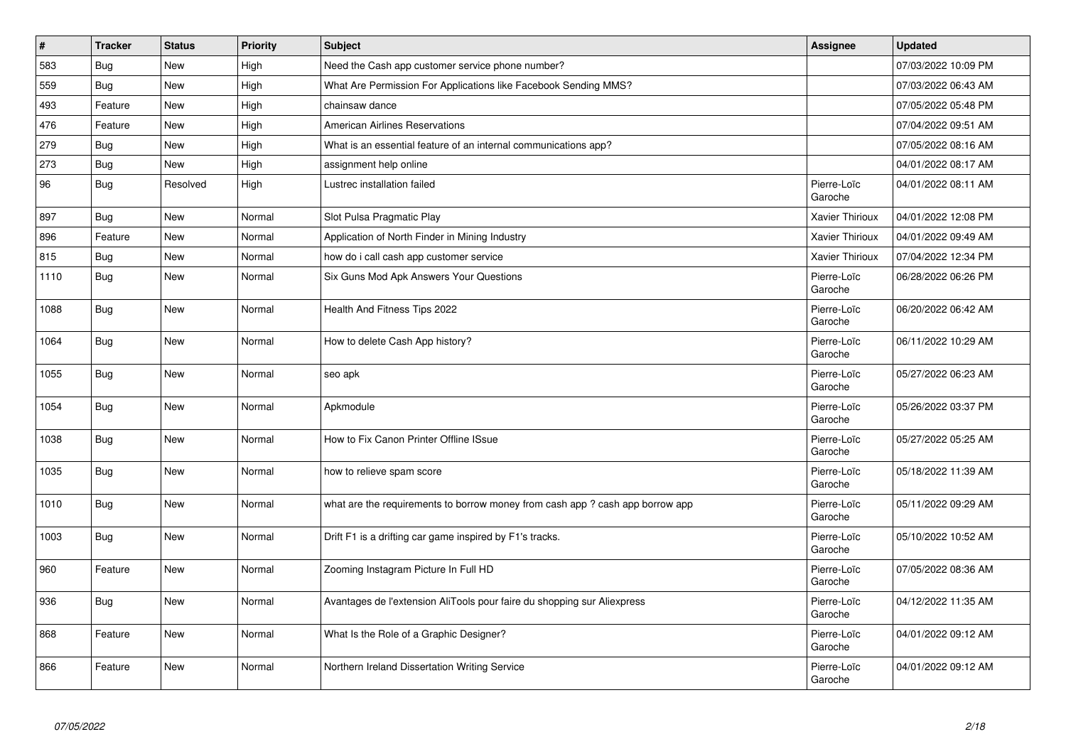| # | Tracker | Status | Priority | Subject | Assignee | Updated |
|---|---|---|---|---|---|---|
| 583 | Bug | New | High | Need the Cash app customer service phone number? | | 07/03/2022 10:09 PM |
| 559 | Bug | New | High | What Are Permission For Applications like Facebook Sending MMS? | | 07/03/2022 06:43 AM |
| 493 | Feature | New | High | chainsaw dance | | 07/05/2022 05:48 PM |
| 476 | Feature | New | High | American Airlines Reservations | | 07/04/2022 09:51 AM |
| 279 | Bug | New | High | What is an essential feature of an internal communications app? | | 07/05/2022 08:16 AM |
| 273 | Bug | New | High | assignment help online | | 04/01/2022 08:17 AM |
| 96 | Bug | Resolved | High | Lustrec installation failed | Pierre-Loïc Garoche | 04/01/2022 08:11 AM |
| 897 | Bug | New | Normal | Slot Pulsa Pragmatic Play | Xavier Thirioux | 04/01/2022 12:08 PM |
| 896 | Feature | New | Normal | Application of North Finder in Mining Industry | Xavier Thirioux | 04/01/2022 09:49 AM |
| 815 | Bug | New | Normal | how do i call cash app customer service | Xavier Thirioux | 07/04/2022 12:34 PM |
| 1110 | Bug | New | Normal | Six Guns Mod Apk Answers Your Questions | Pierre-Loïc Garoche | 06/28/2022 06:26 PM |
| 1088 | Bug | New | Normal | Health And Fitness Tips 2022 | Pierre-Loïc Garoche | 06/20/2022 06:42 AM |
| 1064 | Bug | New | Normal | How to delete Cash App history? | Pierre-Loïc Garoche | 06/11/2022 10:29 AM |
| 1055 | Bug | New | Normal | seo apk | Pierre-Loïc Garoche | 05/27/2022 06:23 AM |
| 1054 | Bug | New | Normal | Apkmodule | Pierre-Loïc Garoche | 05/26/2022 03:37 PM |
| 1038 | Bug | New | Normal | How to Fix Canon Printer Offline ISsue | Pierre-Loïc Garoche | 05/27/2022 05:25 AM |
| 1035 | Bug | New | Normal | how to relieve spam score | Pierre-Loïc Garoche | 05/18/2022 11:39 AM |
| 1010 | Bug | New | Normal | what are the requirements to borrow money from cash app ? cash app borrow app | Pierre-Loïc Garoche | 05/11/2022 09:29 AM |
| 1003 | Bug | New | Normal | Drift F1 is a drifting car game inspired by F1's tracks. | Pierre-Loïc Garoche | 05/10/2022 10:52 AM |
| 960 | Feature | New | Normal | Zooming Instagram Picture In Full HD | Pierre-Loïc Garoche | 07/05/2022 08:36 AM |
| 936 | Bug | New | Normal | Avantages de l'extension AliTools pour faire du shopping sur Aliexpress | Pierre-Loïc Garoche | 04/12/2022 11:35 AM |
| 868 | Feature | New | Normal | What Is the Role of a Graphic Designer? | Pierre-Loïc Garoche | 04/01/2022 09:12 AM |
| 866 | Feature | New | Normal | Northern Ireland Dissertation Writing Service | Pierre-Loïc Garoche | 04/01/2022 09:12 AM |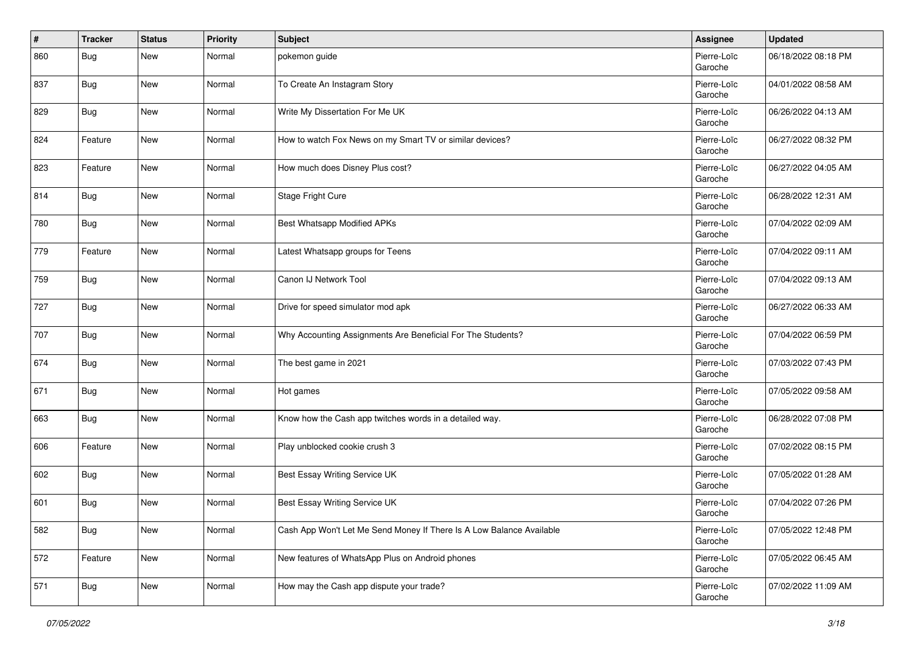| # | Tracker | Status | Priority | Subject | Assignee | Updated |
|---|---|---|---|---|---|---|
| 860 | Bug | New | Normal | pokemon guide | Pierre-Loïc Garoche | 06/18/2022 08:18 PM |
| 837 | Bug | New | Normal | To Create An Instagram Story | Pierre-Loïc Garoche | 04/01/2022 08:58 AM |
| 829 | Bug | New | Normal | Write My Dissertation For Me UK | Pierre-Loïc Garoche | 06/26/2022 04:13 AM |
| 824 | Feature | New | Normal | How to watch Fox News on my Smart TV or similar devices? | Pierre-Loïc Garoche | 06/27/2022 08:32 PM |
| 823 | Feature | New | Normal | How much does Disney Plus cost? | Pierre-Loïc Garoche | 06/27/2022 04:05 AM |
| 814 | Bug | New | Normal | Stage Fright Cure | Pierre-Loïc Garoche | 06/28/2022 12:31 AM |
| 780 | Bug | New | Normal | Best Whatsapp Modified APKs | Pierre-Loïc Garoche | 07/04/2022 02:09 AM |
| 779 | Feature | New | Normal | Latest Whatsapp groups for Teens | Pierre-Loïc Garoche | 07/04/2022 09:11 AM |
| 759 | Bug | New | Normal | Canon IJ Network Tool | Pierre-Loïc Garoche | 07/04/2022 09:13 AM |
| 727 | Bug | New | Normal | Drive for speed simulator mod apk | Pierre-Loïc Garoche | 06/27/2022 06:33 AM |
| 707 | Bug | New | Normal | Why Accounting Assignments Are Beneficial For The Students? | Pierre-Loïc Garoche | 07/04/2022 06:59 PM |
| 674 | Bug | New | Normal | The best game in 2021 | Pierre-Loïc Garoche | 07/03/2022 07:43 PM |
| 671 | Bug | New | Normal | Hot games | Pierre-Loïc Garoche | 07/05/2022 09:58 AM |
| 663 | Bug | New | Normal | Know how the Cash app twitches words in a detailed way. | Pierre-Loïc Garoche | 06/28/2022 07:08 PM |
| 606 | Feature | New | Normal | Play unblocked cookie crush 3 | Pierre-Loïc Garoche | 07/02/2022 08:15 PM |
| 602 | Bug | New | Normal | Best Essay Writing Service UK | Pierre-Loïc Garoche | 07/05/2022 01:28 AM |
| 601 | Bug | New | Normal | Best Essay Writing Service UK | Pierre-Loïc Garoche | 07/04/2022 07:26 PM |
| 582 | Bug | New | Normal | Cash App Won't Let Me Send Money If There Is A Low Balance Available | Pierre-Loïc Garoche | 07/05/2022 12:48 PM |
| 572 | Feature | New | Normal | New features of WhatsApp Plus on Android phones | Pierre-Loïc Garoche | 07/05/2022 06:45 AM |
| 571 | Bug | New | Normal | How may the Cash app dispute your trade? | Pierre-Loïc Garoche | 07/02/2022 11:09 AM |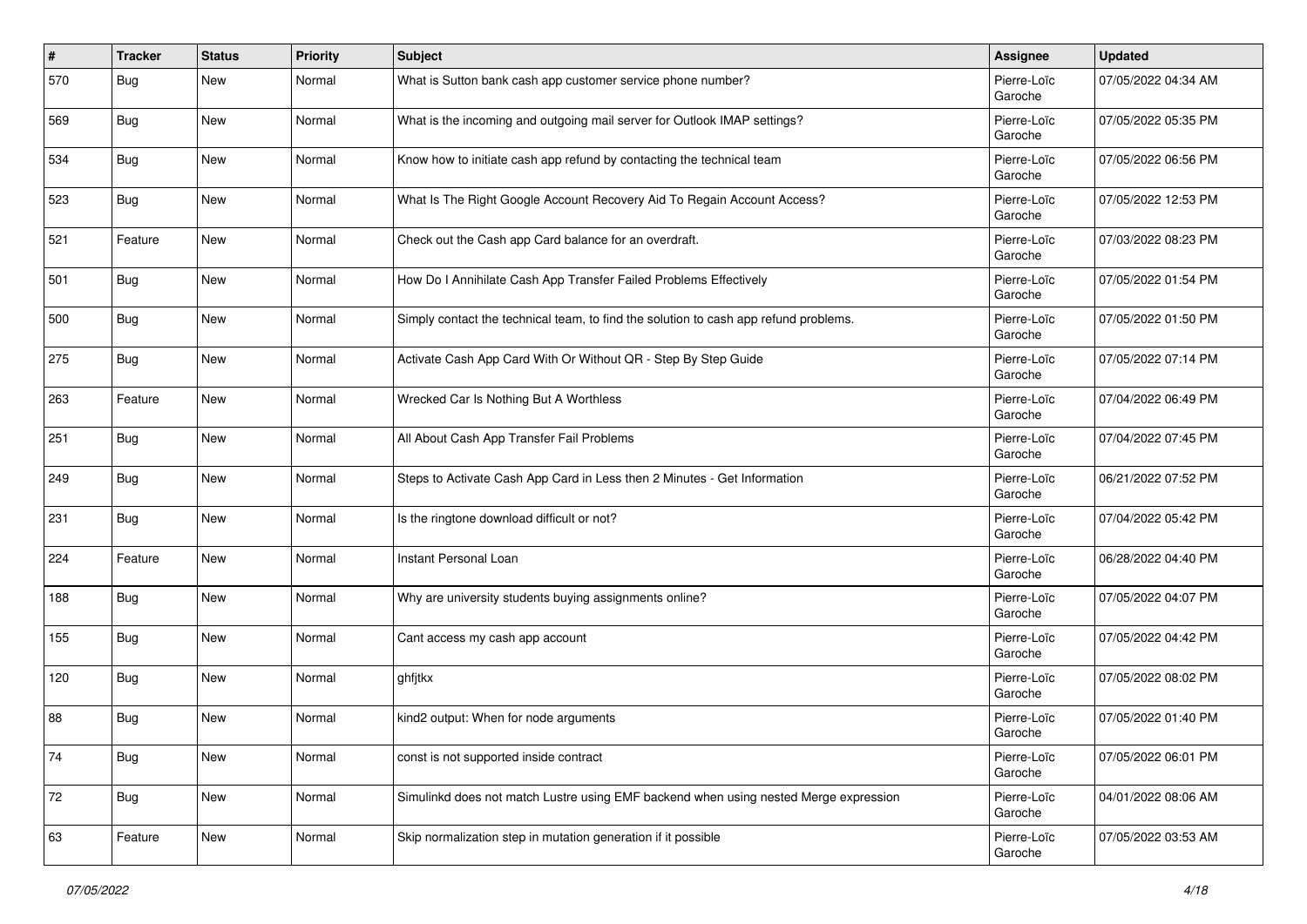| # | Tracker | Status | Priority | Subject | Assignee | Updated |
|---|---|---|---|---|---|---|
| 570 | Bug | New | Normal | What is Sutton bank cash app customer service phone number? | Pierre-Loïc Garoche | 07/05/2022 04:34 AM |
| 569 | Bug | New | Normal | What is the incoming and outgoing mail server for Outlook IMAP settings? | Pierre-Loïc Garoche | 07/05/2022 05:35 PM |
| 534 | Bug | New | Normal | Know how to initiate cash app refund by contacting the technical team | Pierre-Loïc Garoche | 07/05/2022 06:56 PM |
| 523 | Bug | New | Normal | What Is The Right Google Account Recovery Aid To Regain Account Access? | Pierre-Loïc Garoche | 07/05/2022 12:53 PM |
| 521 | Feature | New | Normal | Check out the Cash app Card balance for an overdraft. | Pierre-Loïc Garoche | 07/03/2022 08:23 PM |
| 501 | Bug | New | Normal | How Do I Annihilate Cash App Transfer Failed Problems Effectively | Pierre-Loïc Garoche | 07/05/2022 01:54 PM |
| 500 | Bug | New | Normal | Simply contact the technical team, to find the solution to cash app refund problems. | Pierre-Loïc Garoche | 07/05/2022 01:50 PM |
| 275 | Bug | New | Normal | Activate Cash App Card With Or Without QR - Step By Step Guide | Pierre-Loïc Garoche | 07/05/2022 07:14 PM |
| 263 | Feature | New | Normal | Wrecked Car Is Nothing But A Worthless | Pierre-Loïc Garoche | 07/04/2022 06:49 PM |
| 251 | Bug | New | Normal | All About Cash App Transfer Fail Problems | Pierre-Loïc Garoche | 07/04/2022 07:45 PM |
| 249 | Bug | New | Normal | Steps to Activate Cash App Card in Less then 2 Minutes - Get Information | Pierre-Loïc Garoche | 06/21/2022 07:52 PM |
| 231 | Bug | New | Normal | Is the ringtone download difficult or not? | Pierre-Loïc Garoche | 07/04/2022 05:42 PM |
| 224 | Feature | New | Normal | Instant Personal Loan | Pierre-Loïc Garoche | 06/28/2022 04:40 PM |
| 188 | Bug | New | Normal | Why are university students buying assignments online? | Pierre-Loïc Garoche | 07/05/2022 04:07 PM |
| 155 | Bug | New | Normal | Cant access my cash app account | Pierre-Loïc Garoche | 07/05/2022 04:42 PM |
| 120 | Bug | New | Normal | ghfjtkx | Pierre-Loïc Garoche | 07/05/2022 08:02 PM |
| 88 | Bug | New | Normal | kind2 output: When for node arguments | Pierre-Loïc Garoche | 07/05/2022 01:40 PM |
| 74 | Bug | New | Normal | const is not supported inside contract | Pierre-Loïc Garoche | 07/05/2022 06:01 PM |
| 72 | Bug | New | Normal | Simulinkd does not match Lustre using EMF backend when using nested Merge expression | Pierre-Loïc Garoche | 04/01/2022 08:06 AM |
| 63 | Feature | New | Normal | Skip normalization step in mutation generation if it possible | Pierre-Loïc Garoche | 07/05/2022 03:53 AM |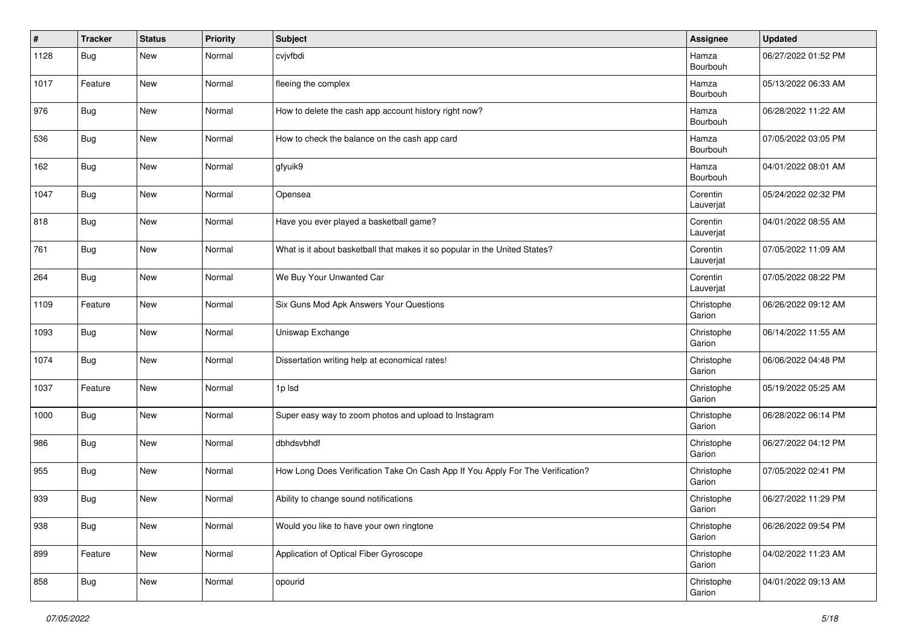| # | Tracker | Status | Priority | Subject | Assignee | Updated |
| --- | --- | --- | --- | --- | --- | --- |
| 1128 | Bug | New | Normal | cvjvfbdi | Hamza Bourbouh | 06/27/2022 01:52 PM |
| 1017 | Feature | New | Normal | fleeing the complex | Hamza Bourbouh | 05/13/2022 06:33 AM |
| 976 | Bug | New | Normal | How to delete the cash app account history right now? | Hamza Bourbouh | 06/28/2022 11:22 AM |
| 536 | Bug | New | Normal | How to check the balance on the cash app card | Hamza Bourbouh | 07/05/2022 03:05 PM |
| 162 | Bug | New | Normal | gfyuik9 | Hamza Bourbouh | 04/01/2022 08:01 AM |
| 1047 | Bug | New | Normal | Opensea | Corentin Lauverjat | 05/24/2022 02:32 PM |
| 818 | Bug | New | Normal | Have you ever played a basketball game? | Corentin Lauverjat | 04/01/2022 08:55 AM |
| 761 | Bug | New | Normal | What is it about basketball that makes it so popular in the United States? | Corentin Lauverjat | 07/05/2022 11:09 AM |
| 264 | Bug | New | Normal | We Buy Your Unwanted Car | Corentin Lauverjat | 07/05/2022 08:22 PM |
| 1109 | Feature | New | Normal | Six Guns Mod Apk Answers Your Questions | Christophe Garion | 06/26/2022 09:12 AM |
| 1093 | Bug | New | Normal | Uniswap Exchange | Christophe Garion | 06/14/2022 11:55 AM |
| 1074 | Bug | New | Normal | Dissertation writing help at economical rates! | Christophe Garion | 06/06/2022 04:48 PM |
| 1037 | Feature | New | Normal | 1p lsd | Christophe Garion | 05/19/2022 05:25 AM |
| 1000 | Bug | New | Normal | Super easy way to zoom photos and upload to Instagram | Christophe Garion | 06/28/2022 06:14 PM |
| 986 | Bug | New | Normal | dbhdsvbhdf | Christophe Garion | 06/27/2022 04:12 PM |
| 955 | Bug | New | Normal | How Long Does Verification Take On Cash App If You Apply For The Verification? | Christophe Garion | 07/05/2022 02:41 PM |
| 939 | Bug | New | Normal | Ability to change sound notifications | Christophe Garion | 06/27/2022 11:29 PM |
| 938 | Bug | New | Normal | Would you like to have your own ringtone | Christophe Garion | 06/26/2022 09:54 PM |
| 899 | Feature | New | Normal | Application of Optical Fiber Gyroscope | Christophe Garion | 04/02/2022 11:23 AM |
| 858 | Bug | New | Normal | opourid | Christophe Garion | 04/01/2022 09:13 AM |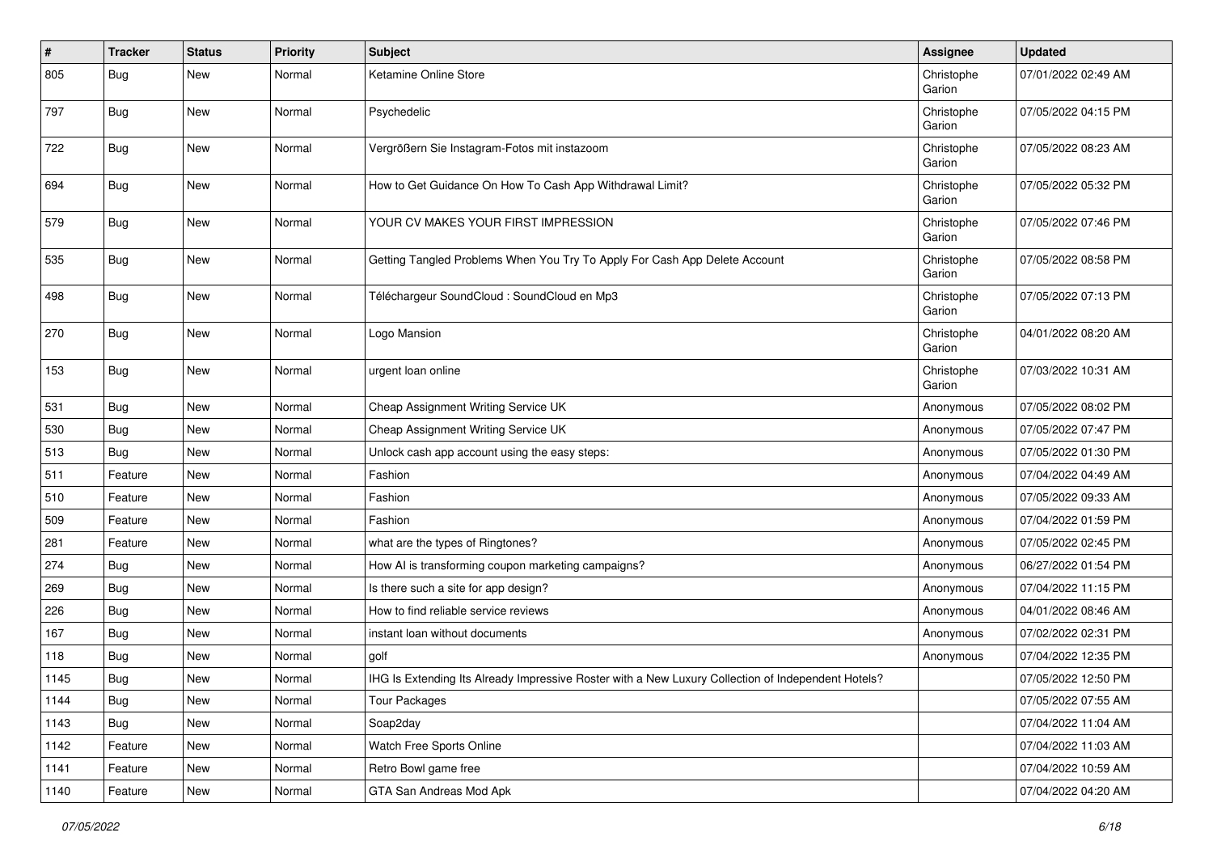| # | Tracker | Status | Priority | Subject | Assignee | Updated |
|---|---|---|---|---|---|---|
| 805 | Bug | New | Normal | Ketamine Online Store | Christophe Garion | 07/01/2022 02:49 AM |
| 797 | Bug | New | Normal | Psychedelic | Christophe Garion | 07/05/2022 04:15 PM |
| 722 | Bug | New | Normal | Vergrößern Sie Instagram-Fotos mit instazoom | Christophe Garion | 07/05/2022 08:23 AM |
| 694 | Bug | New | Normal | How to Get Guidance On How To Cash App Withdrawal Limit? | Christophe Garion | 07/05/2022 05:32 PM |
| 579 | Bug | New | Normal | YOUR CV MAKES YOUR FIRST IMPRESSION | Christophe Garion | 07/05/2022 07:46 PM |
| 535 | Bug | New | Normal | Getting Tangled Problems When You Try To Apply For Cash App Delete Account | Christophe Garion | 07/05/2022 08:58 PM |
| 498 | Bug | New | Normal | Téléchargeur SoundCloud : SoundCloud en Mp3 | Christophe Garion | 07/05/2022 07:13 PM |
| 270 | Bug | New | Normal | Logo Mansion | Christophe Garion | 04/01/2022 08:20 AM |
| 153 | Bug | New | Normal | urgent loan online | Christophe Garion | 07/03/2022 10:31 AM |
| 531 | Bug | New | Normal | Cheap Assignment Writing Service UK | Anonymous | 07/05/2022 08:02 PM |
| 530 | Bug | New | Normal | Cheap Assignment Writing Service UK | Anonymous | 07/05/2022 07:47 PM |
| 513 | Bug | New | Normal | Unlock cash app account using the easy steps: | Anonymous | 07/05/2022 01:30 PM |
| 511 | Feature | New | Normal | Fashion | Anonymous | 07/04/2022 04:49 AM |
| 510 | Feature | New | Normal | Fashion | Anonymous | 07/05/2022 09:33 AM |
| 509 | Feature | New | Normal | Fashion | Anonymous | 07/04/2022 01:59 PM |
| 281 | Feature | New | Normal | what are the types of Ringtones? | Anonymous | 07/05/2022 02:45 PM |
| 274 | Bug | New | Normal | How AI is transforming coupon marketing campaigns? | Anonymous | 06/27/2022 01:54 PM |
| 269 | Bug | New | Normal | Is there such a site for app design? | Anonymous | 07/04/2022 11:15 PM |
| 226 | Bug | New | Normal | How to find reliable service reviews | Anonymous | 04/01/2022 08:46 AM |
| 167 | Bug | New | Normal | instant loan without documents | Anonymous | 07/02/2022 02:31 PM |
| 118 | Bug | New | Normal | golf | Anonymous | 07/04/2022 12:35 PM |
| 1145 | Bug | New | Normal | IHG Is Extending Its Already Impressive Roster with a New Luxury Collection of Independent Hotels? | | 07/05/2022 12:50 PM |
| 1144 | Bug | New | Normal | Tour Packages | | 07/05/2022 07:55 AM |
| 1143 | Bug | New | Normal | Soap2day | | 07/04/2022 11:04 AM |
| 1142 | Feature | New | Normal | Watch Free Sports Online | | 07/04/2022 11:03 AM |
| 1141 | Feature | New | Normal | Retro Bowl game free | | 07/04/2022 10:59 AM |
| 1140 | Feature | New | Normal | GTA San Andreas Mod Apk | | 07/04/2022 04:20 AM |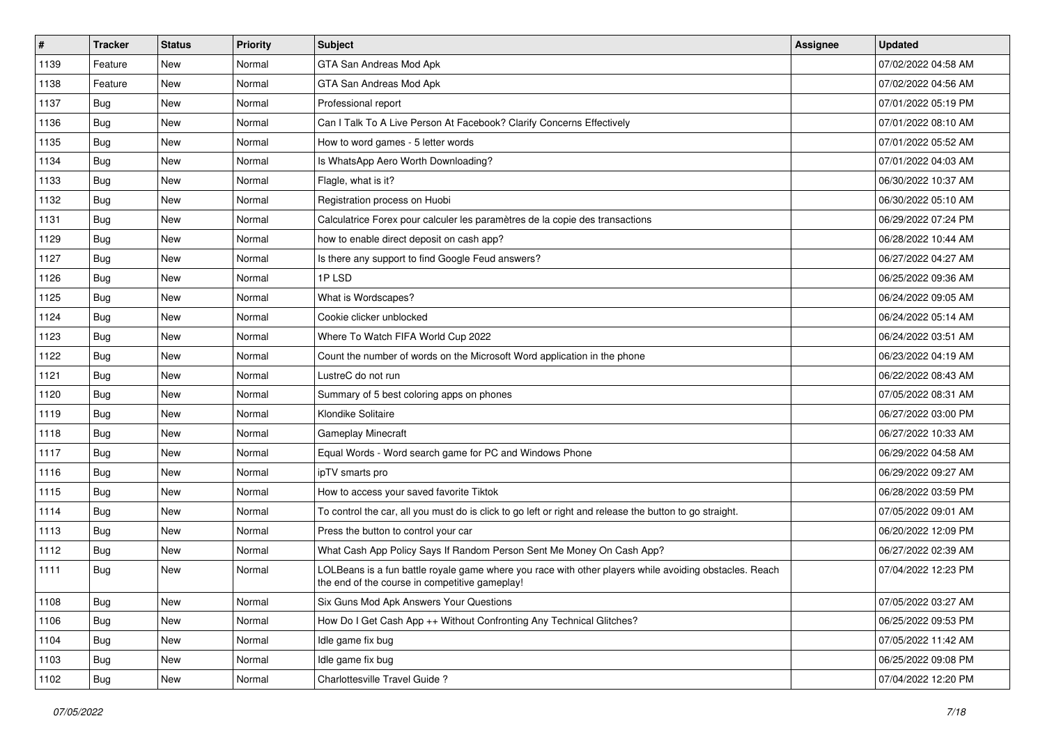| # | Tracker | Status | Priority | Subject | Assignee | Updated |
| --- | --- | --- | --- | --- | --- | --- |
| 1139 | Feature | New | Normal | GTA San Andreas Mod Apk | | 07/02/2022 04:58 AM |
| 1138 | Feature | New | Normal | GTA San Andreas Mod Apk | | 07/02/2022 04:56 AM |
| 1137 | Bug | New | Normal | Professional report | | 07/01/2022 05:19 PM |
| 1136 | Bug | New | Normal | Can I Talk To A Live Person At Facebook? Clarify Concerns Effectively | | 07/01/2022 08:10 AM |
| 1135 | Bug | New | Normal | How to word games - 5 letter words | | 07/01/2022 05:52 AM |
| 1134 | Bug | New | Normal | Is WhatsApp Aero Worth Downloading? | | 07/01/2022 04:03 AM |
| 1133 | Bug | New | Normal | Flagle, what is it? | | 06/30/2022 10:37 AM |
| 1132 | Bug | New | Normal | Registration process on Huobi | | 06/30/2022 05:10 AM |
| 1131 | Bug | New | Normal | Calculatrice Forex pour calculer les paramètres de la copie des transactions | | 06/29/2022 07:24 PM |
| 1129 | Bug | New | Normal | how to enable direct deposit on cash app? | | 06/28/2022 10:44 AM |
| 1127 | Bug | New | Normal | Is there any support to find Google Feud answers? | | 06/27/2022 04:27 AM |
| 1126 | Bug | New | Normal | 1P LSD | | 06/25/2022 09:36 AM |
| 1125 | Bug | New | Normal | What is Wordscapes? | | 06/24/2022 09:05 AM |
| 1124 | Bug | New | Normal | Cookie clicker unblocked | | 06/24/2022 05:14 AM |
| 1123 | Bug | New | Normal | Where To Watch FIFA World Cup 2022 | | 06/24/2022 03:51 AM |
| 1122 | Bug | New | Normal | Count the number of words on the Microsoft Word application in the phone | | 06/23/2022 04:19 AM |
| 1121 | Bug | New | Normal | LustreC do not run | | 06/22/2022 08:43 AM |
| 1120 | Bug | New | Normal | Summary of 5 best coloring apps on phones | | 07/05/2022 08:31 AM |
| 1119 | Bug | New | Normal | Klondike Solitaire | | 06/27/2022 03:00 PM |
| 1118 | Bug | New | Normal | Gameplay Minecraft | | 06/27/2022 10:33 AM |
| 1117 | Bug | New | Normal | Equal Words - Word search game for PC and Windows Phone | | 06/29/2022 04:58 AM |
| 1116 | Bug | New | Normal | ipTV smarts pro | | 06/29/2022 09:27 AM |
| 1115 | Bug | New | Normal | How to access your saved favorite Tiktok | | 06/28/2022 03:59 PM |
| 1114 | Bug | New | Normal | To control the car, all you must do is click to go left or right and release the button to go straight. | | 07/05/2022 09:01 AM |
| 1113 | Bug | New | Normal | Press the button to control your car | | 06/20/2022 12:09 PM |
| 1112 | Bug | New | Normal | What Cash App Policy Says If Random Person Sent Me Money On Cash App? | | 06/27/2022 02:39 AM |
| 1111 | Bug | New | Normal | LOLBeans is a fun battle royale game where you race with other players while avoiding obstacles. Reach the end of the course in competitive gameplay! | | 07/04/2022 12:23 PM |
| 1108 | Bug | New | Normal | Six Guns Mod Apk Answers Your Questions | | 07/05/2022 03:27 AM |
| 1106 | Bug | New | Normal | How Do I Get Cash App ++ Without Confronting Any Technical Glitches? | | 06/25/2022 09:53 PM |
| 1104 | Bug | New | Normal | Idle game fix bug | | 07/05/2022 11:42 AM |
| 1103 | Bug | New | Normal | Idle game fix bug | | 06/25/2022 09:08 PM |
| 1102 | Bug | New | Normal | Charlottesville Travel Guide ? | | 07/04/2022 12:20 PM |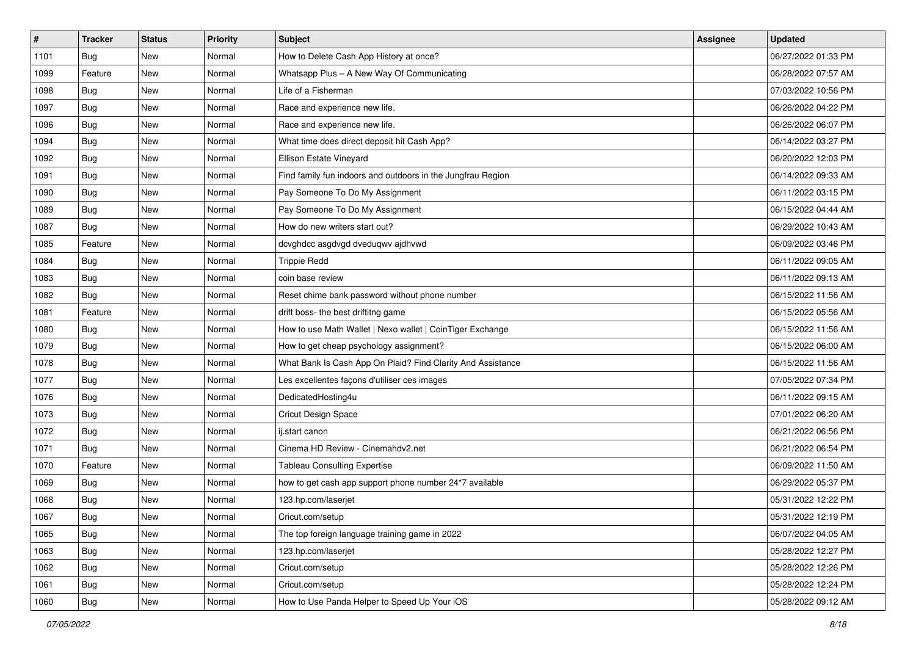| # | Tracker | Status | Priority | Subject | Assignee | Updated |
|---|---|---|---|---|---|---|
| 1101 | Bug | New | Normal | How to Delete Cash App History at once? | | 06/27/2022 01:33 PM |
| 1099 | Feature | New | Normal | Whatsapp Plus – A New Way Of Communicating | | 06/28/2022 07:57 AM |
| 1098 | Bug | New | Normal | Life of a Fisherman | | 07/03/2022 10:56 PM |
| 1097 | Bug | New | Normal | Race and experience new life. | | 06/26/2022 04:22 PM |
| 1096 | Bug | New | Normal | Race and experience new life. | | 06/26/2022 06:07 PM |
| 1094 | Bug | New | Normal | What time does direct deposit hit Cash App? | | 06/14/2022 03:27 PM |
| 1092 | Bug | New | Normal | Ellison Estate Vineyard | | 06/20/2022 12:03 PM |
| 1091 | Bug | New | Normal | Find family fun indoors and outdoors in the Jungfrau Region | | 06/14/2022 09:33 AM |
| 1090 | Bug | New | Normal | Pay Someone To Do My Assignment | | 06/11/2022 03:15 PM |
| 1089 | Bug | New | Normal | Pay Someone To Do My Assignment | | 06/15/2022 04:44 AM |
| 1087 | Bug | New | Normal | How do new writers start out? | | 06/29/2022 10:43 AM |
| 1085 | Feature | New | Normal | dcvghdcc asgdvgd dveduqwv ajdhvwd | | 06/09/2022 03:46 PM |
| 1084 | Bug | New | Normal | Trippie Redd | | 06/11/2022 09:05 AM |
| 1083 | Bug | New | Normal | coin base review | | 06/11/2022 09:13 AM |
| 1082 | Bug | New | Normal | Reset chime bank password without phone number | | 06/15/2022 11:56 AM |
| 1081 | Feature | New | Normal | drift boss- the best driftitng game | | 06/15/2022 05:56 AM |
| 1080 | Bug | New | Normal | How to use Math Wallet \| Nexo wallet \| CoinTiger Exchange | | 06/15/2022 11:56 AM |
| 1079 | Bug | New | Normal | How to get cheap psychology assignment? | | 06/15/2022 06:00 AM |
| 1078 | Bug | New | Normal | What Bank Is Cash App On Plaid? Find Clarity And Assistance | | 06/15/2022 11:56 AM |
| 1077 | Bug | New | Normal | Les excellentes façons d'utiliser ces images | | 07/05/2022 07:34 PM |
| 1076 | Bug | New | Normal | DedicatedHosting4u | | 06/11/2022 09:15 AM |
| 1073 | Bug | New | Normal | Cricut Design Space | | 07/01/2022 06:20 AM |
| 1072 | Bug | New | Normal | ij.start canon | | 06/21/2022 06:56 PM |
| 1071 | Bug | New | Normal | Cinema HD Review - Cinemahdv2.net | | 06/21/2022 06:54 PM |
| 1070 | Feature | New | Normal | Tableau Consulting Expertise | | 06/09/2022 11:50 AM |
| 1069 | Bug | New | Normal | how to get cash app support phone number 24*7 available | | 06/29/2022 05:37 PM |
| 1068 | Bug | New | Normal | 123.hp.com/laserjet | | 05/31/2022 12:22 PM |
| 1067 | Bug | New | Normal | Cricut.com/setup | | 05/31/2022 12:19 PM |
| 1065 | Bug | New | Normal | The top foreign language training game in 2022 | | 06/07/2022 04:05 AM |
| 1063 | Bug | New | Normal | 123.hp.com/laserjet | | 05/28/2022 12:27 PM |
| 1062 | Bug | New | Normal | Cricut.com/setup | | 05/28/2022 12:26 PM |
| 1061 | Bug | New | Normal | Cricut.com/setup | | 05/28/2022 12:24 PM |
| 1060 | Bug | New | Normal | How to Use Panda Helper to Speed Up Your iOS | | 05/28/2022 09:12 AM |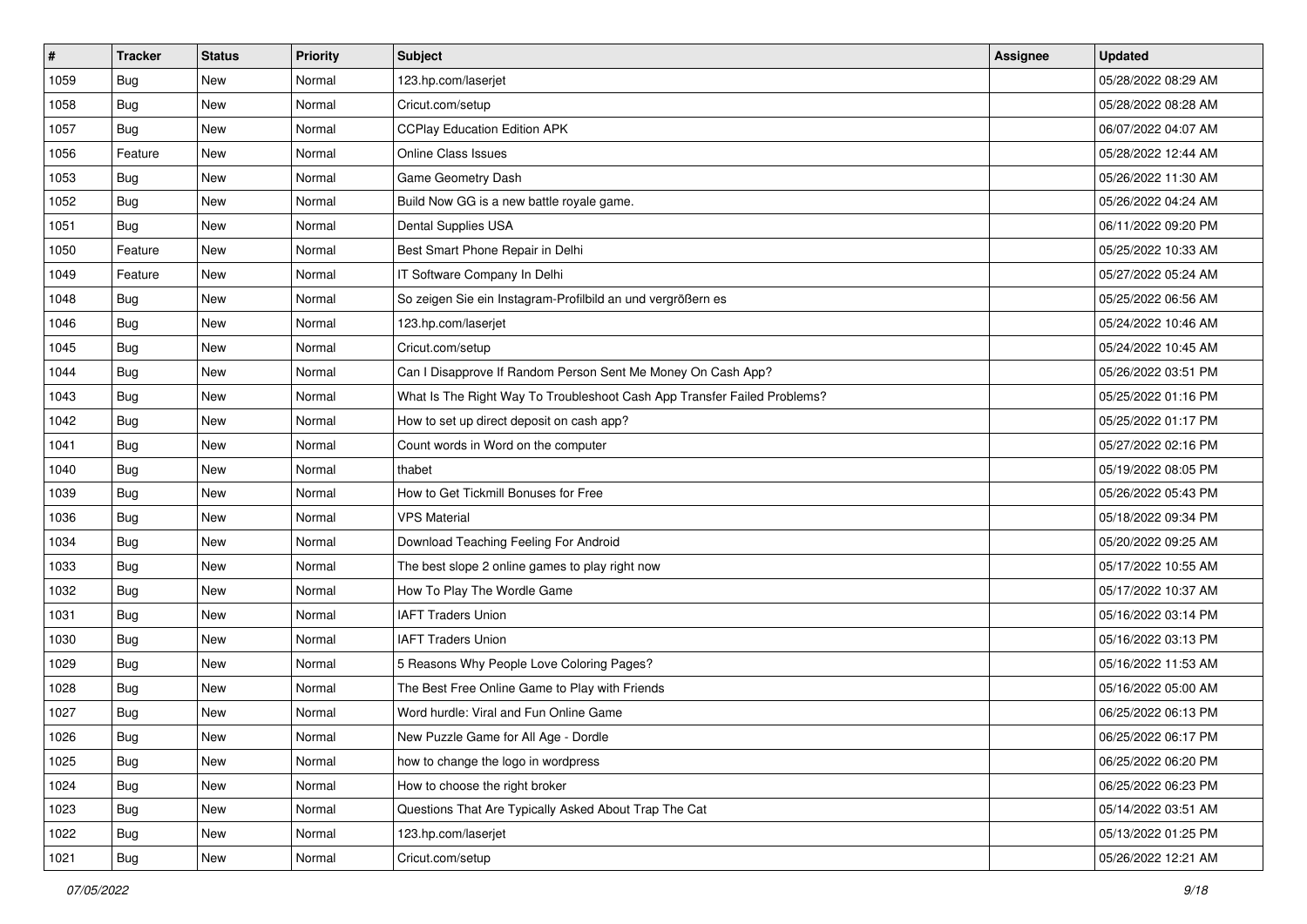| # | Tracker | Status | Priority | Subject | Assignee | Updated |
|---|---|---|---|---|---|---|
| 1059 | Bug | New | Normal | 123.hp.com/laserjet | | 05/28/2022 08:29 AM |
| 1058 | Bug | New | Normal | Cricut.com/setup | | 05/28/2022 08:28 AM |
| 1057 | Bug | New | Normal | CCPlay Education Edition APK | | 06/07/2022 04:07 AM |
| 1056 | Feature | New | Normal | Online Class Issues | | 05/28/2022 12:44 AM |
| 1053 | Bug | New | Normal | Game Geometry Dash | | 05/26/2022 11:30 AM |
| 1052 | Bug | New | Normal | Build Now GG is a new battle royale game. | | 05/26/2022 04:24 AM |
| 1051 | Bug | New | Normal | Dental Supplies USA | | 06/11/2022 09:20 PM |
| 1050 | Feature | New | Normal | Best Smart Phone Repair in Delhi | | 05/25/2022 10:33 AM |
| 1049 | Feature | New | Normal | IT Software Company In Delhi | | 05/27/2022 05:24 AM |
| 1048 | Bug | New | Normal | So zeigen Sie ein Instagram-Profilbild an und vergrößern es | | 05/25/2022 06:56 AM |
| 1046 | Bug | New | Normal | 123.hp.com/laserjet | | 05/24/2022 10:46 AM |
| 1045 | Bug | New | Normal | Cricut.com/setup | | 05/24/2022 10:45 AM |
| 1044 | Bug | New | Normal | Can I Disapprove If Random Person Sent Me Money On Cash App? | | 05/26/2022 03:51 PM |
| 1043 | Bug | New | Normal | What Is The Right Way To Troubleshoot Cash App Transfer Failed Problems? | | 05/25/2022 01:16 PM |
| 1042 | Bug | New | Normal | How to set up direct deposit on cash app? | | 05/25/2022 01:17 PM |
| 1041 | Bug | New | Normal | Count words in Word on the computer | | 05/27/2022 02:16 PM |
| 1040 | Bug | New | Normal | thabet | | 05/19/2022 08:05 PM |
| 1039 | Bug | New | Normal | How to Get Tickmill Bonuses for Free | | 05/26/2022 05:43 PM |
| 1036 | Bug | New | Normal | VPS Material | | 05/18/2022 09:34 PM |
| 1034 | Bug | New | Normal | Download Teaching Feeling For Android | | 05/20/2022 09:25 AM |
| 1033 | Bug | New | Normal | The best slope 2 online games to play right now | | 05/17/2022 10:55 AM |
| 1032 | Bug | New | Normal | How To Play The Wordle Game | | 05/17/2022 10:37 AM |
| 1031 | Bug | New | Normal | IAFT Traders Union | | 05/16/2022 03:14 PM |
| 1030 | Bug | New | Normal | IAFT Traders Union | | 05/16/2022 03:13 PM |
| 1029 | Bug | New | Normal | 5 Reasons Why People Love Coloring Pages? | | 05/16/2022 11:53 AM |
| 1028 | Bug | New | Normal | The Best Free Online Game to Play with Friends | | 05/16/2022 05:00 AM |
| 1027 | Bug | New | Normal | Word hurdle: Viral and Fun Online Game | | 06/25/2022 06:13 PM |
| 1026 | Bug | New | Normal | New Puzzle Game for All Age - Dordle | | 06/25/2022 06:17 PM |
| 1025 | Bug | New | Normal | how to change the logo in wordpress | | 06/25/2022 06:20 PM |
| 1024 | Bug | New | Normal | How to choose the right broker | | 06/25/2022 06:23 PM |
| 1023 | Bug | New | Normal | Questions That Are Typically Asked About Trap The Cat | | 05/14/2022 03:51 AM |
| 1022 | Bug | New | Normal | 123.hp.com/laserjet | | 05/13/2022 01:25 PM |
| 1021 | Bug | New | Normal | Cricut.com/setup | | 05/26/2022 12:21 AM |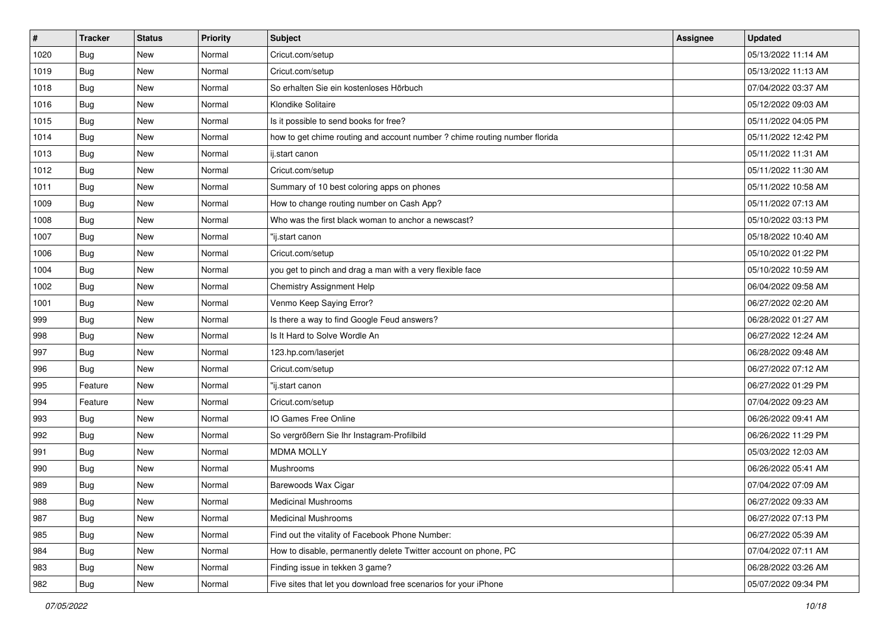| # | Tracker | Status | Priority | Subject | Assignee | Updated |
|---|---|---|---|---|---|---|
| 1020 | Bug | New | Normal | Cricut.com/setup | | 05/13/2022 11:14 AM |
| 1019 | Bug | New | Normal | Cricut.com/setup | | 05/13/2022 11:13 AM |
| 1018 | Bug | New | Normal | So erhalten Sie ein kostenloses Hörbuch | | 07/04/2022 03:37 AM |
| 1016 | Bug | New | Normal | Klondike Solitaire | | 05/12/2022 09:03 AM |
| 1015 | Bug | New | Normal | Is it possible to send books for free? | | 05/11/2022 04:05 PM |
| 1014 | Bug | New | Normal | how to get chime routing and account number ? chime routing number florida | | 05/11/2022 12:42 PM |
| 1013 | Bug | New | Normal | ij.start canon | | 05/11/2022 11:31 AM |
| 1012 | Bug | New | Normal | Cricut.com/setup | | 05/11/2022 11:30 AM |
| 1011 | Bug | New | Normal | Summary of 10 best coloring apps on phones | | 05/11/2022 10:58 AM |
| 1009 | Bug | New | Normal | How to change routing number on Cash App? | | 05/11/2022 07:13 AM |
| 1008 | Bug | New | Normal | Who was the first black woman to anchor a newscast? | | 05/10/2022 03:13 PM |
| 1007 | Bug | New | Normal | "ij.start canon | | 05/18/2022 10:40 AM |
| 1006 | Bug | New | Normal | Cricut.com/setup | | 05/10/2022 01:22 PM |
| 1004 | Bug | New | Normal | you get to pinch and drag a man with a very flexible face | | 05/10/2022 10:59 AM |
| 1002 | Bug | New | Normal | Chemistry Assignment Help | | 06/04/2022 09:58 AM |
| 1001 | Bug | New | Normal | Venmo Keep Saying Error? | | 06/27/2022 02:20 AM |
| 999 | Bug | New | Normal | Is there a way to find Google Feud answers? | | 06/28/2022 01:27 AM |
| 998 | Bug | New | Normal | Is It Hard to Solve Wordle An | | 06/27/2022 12:24 AM |
| 997 | Bug | New | Normal | 123.hp.com/laserjet | | 06/28/2022 09:48 AM |
| 996 | Bug | New | Normal | Cricut.com/setup | | 06/27/2022 07:12 AM |
| 995 | Feature | New | Normal | "ij.start canon | | 06/27/2022 01:29 PM |
| 994 | Feature | New | Normal | Cricut.com/setup | | 07/04/2022 09:23 AM |
| 993 | Bug | New | Normal | IO Games Free Online | | 06/26/2022 09:41 AM |
| 992 | Bug | New | Normal | So vergrößern Sie Ihr Instagram-Profilbild | | 06/26/2022 11:29 PM |
| 991 | Bug | New | Normal | MDMA MOLLY | | 05/03/2022 12:03 AM |
| 990 | Bug | New | Normal | Mushrooms | | 06/26/2022 05:41 AM |
| 989 | Bug | New | Normal | Barewoods Wax Cigar | | 07/04/2022 07:09 AM |
| 988 | Bug | New | Normal | Medicinal Mushrooms | | 06/27/2022 09:33 AM |
| 987 | Bug | New | Normal | Medicinal Mushrooms | | 06/27/2022 07:13 PM |
| 985 | Bug | New | Normal | Find out the vitality of Facebook Phone Number: | | 06/27/2022 05:39 AM |
| 984 | Bug | New | Normal | How to disable, permanently delete Twitter account on phone, PC | | 07/04/2022 07:11 AM |
| 983 | Bug | New | Normal | Finding issue in tekken 3 game? | | 06/28/2022 03:26 AM |
| 982 | Bug | New | Normal | Five sites that let you download free scenarios for your iPhone | | 05/07/2022 09:34 PM |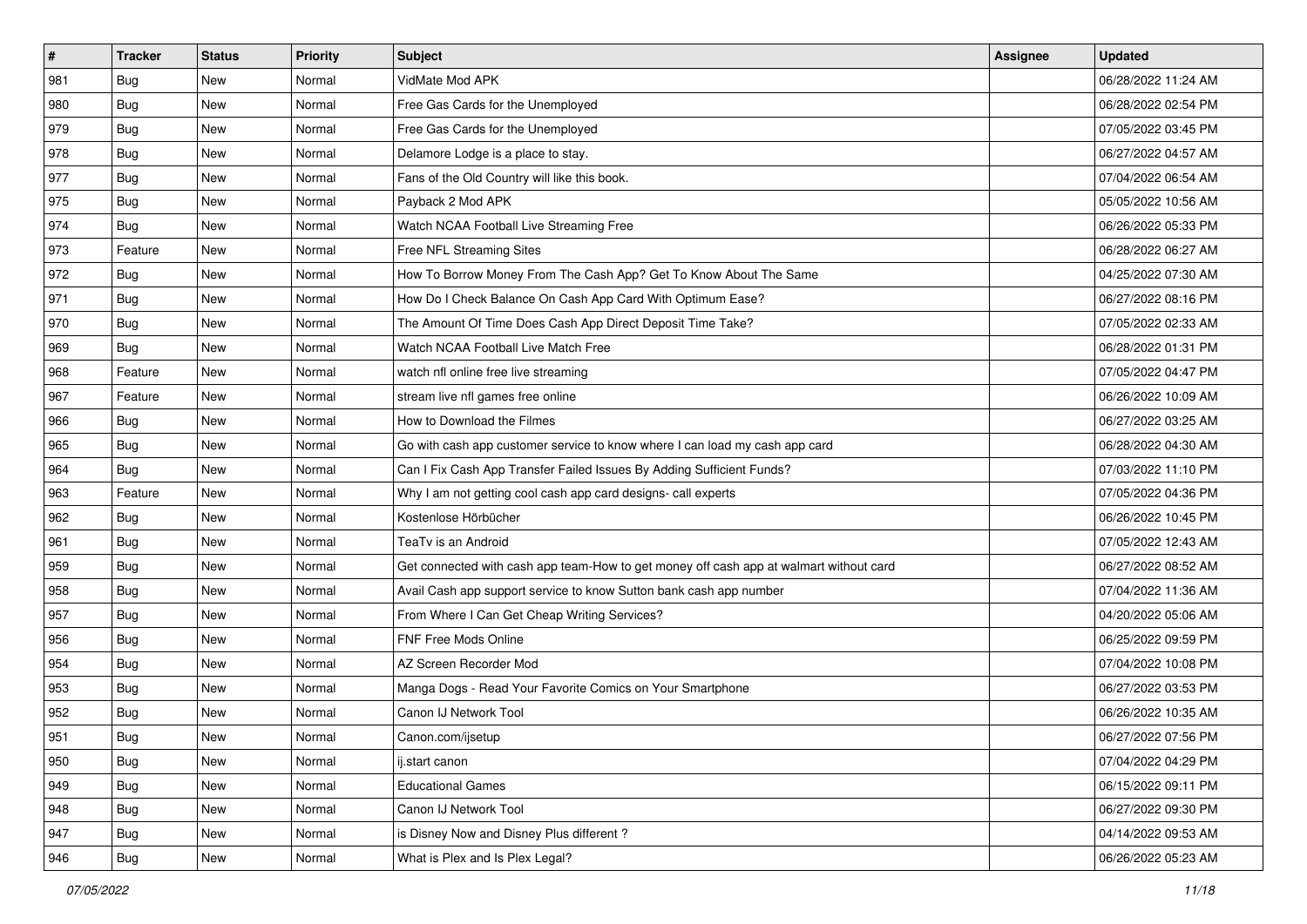| # | Tracker | Status | Priority | Subject | Assignee | Updated |
|---|---|---|---|---|---|---|
| 981 | Bug | New | Normal | VidMate Mod APK | | 06/28/2022 11:24 AM |
| 980 | Bug | New | Normal | Free Gas Cards for the Unemployed | | 06/28/2022 02:54 PM |
| 979 | Bug | New | Normal | Free Gas Cards for the Unemployed | | 07/05/2022 03:45 PM |
| 978 | Bug | New | Normal | Delamore Lodge is a place to stay. | | 06/27/2022 04:57 AM |
| 977 | Bug | New | Normal | Fans of the Old Country will like this book. | | 07/04/2022 06:54 AM |
| 975 | Bug | New | Normal | Payback 2 Mod APK | | 05/05/2022 10:56 AM |
| 974 | Bug | New | Normal | Watch NCAA Football Live Streaming Free | | 06/26/2022 05:33 PM |
| 973 | Feature | New | Normal | Free NFL Streaming Sites | | 06/28/2022 06:27 AM |
| 972 | Bug | New | Normal | How To Borrow Money From The Cash App? Get To Know About The Same | | 04/25/2022 07:30 AM |
| 971 | Bug | New | Normal | How Do I Check Balance On Cash App Card With Optimum Ease? | | 06/27/2022 08:16 PM |
| 970 | Bug | New | Normal | The Amount Of Time Does Cash App Direct Deposit Time Take? | | 07/05/2022 02:33 AM |
| 969 | Bug | New | Normal | Watch NCAA Football Live Match Free | | 06/28/2022 01:31 PM |
| 968 | Feature | New | Normal | watch nfl online free live streaming | | 07/05/2022 04:47 PM |
| 967 | Feature | New | Normal | stream live nfl games free online | | 06/26/2022 10:09 AM |
| 966 | Bug | New | Normal | How to Download the Filmes | | 06/27/2022 03:25 AM |
| 965 | Bug | New | Normal | Go with cash app customer service to know where I can load my cash app card | | 06/28/2022 04:30 AM |
| 964 | Bug | New | Normal | Can I Fix Cash App Transfer Failed Issues By Adding Sufficient Funds? | | 07/03/2022 11:10 PM |
| 963 | Feature | New | Normal | Why I am not getting cool cash app card designs- call experts | | 07/05/2022 04:36 PM |
| 962 | Bug | New | Normal | Kostenlose Hörbücher | | 06/26/2022 10:45 PM |
| 961 | Bug | New | Normal | TeaTv is an Android | | 07/05/2022 12:43 AM |
| 959 | Bug | New | Normal | Get connected with cash app team-How to get money off cash app at walmart without card | | 06/27/2022 08:52 AM |
| 958 | Bug | New | Normal | Avail Cash app support service to know Sutton bank cash app number | | 07/04/2022 11:36 AM |
| 957 | Bug | New | Normal | From Where I Can Get Cheap Writing Services? | | 04/20/2022 05:06 AM |
| 956 | Bug | New | Normal | FNF Free Mods Online | | 06/25/2022 09:59 PM |
| 954 | Bug | New | Normal | AZ Screen Recorder Mod | | 07/04/2022 10:08 PM |
| 953 | Bug | New | Normal | Manga Dogs - Read Your Favorite Comics on Your Smartphone | | 06/27/2022 03:53 PM |
| 952 | Bug | New | Normal | Canon IJ Network Tool | | 06/26/2022 10:35 AM |
| 951 | Bug | New | Normal | Canon.com/ijsetup | | 06/27/2022 07:56 PM |
| 950 | Bug | New | Normal | ij.start canon | | 07/04/2022 04:29 PM |
| 949 | Bug | New | Normal | Educational Games | | 06/15/2022 09:11 PM |
| 948 | Bug | New | Normal | Canon IJ Network Tool | | 06/27/2022 09:30 PM |
| 947 | Bug | New | Normal | is Disney Now and Disney Plus different ? | | 04/14/2022 09:53 AM |
| 946 | Bug | New | Normal | What is Plex and Is Plex Legal? | | 06/26/2022 05:23 AM |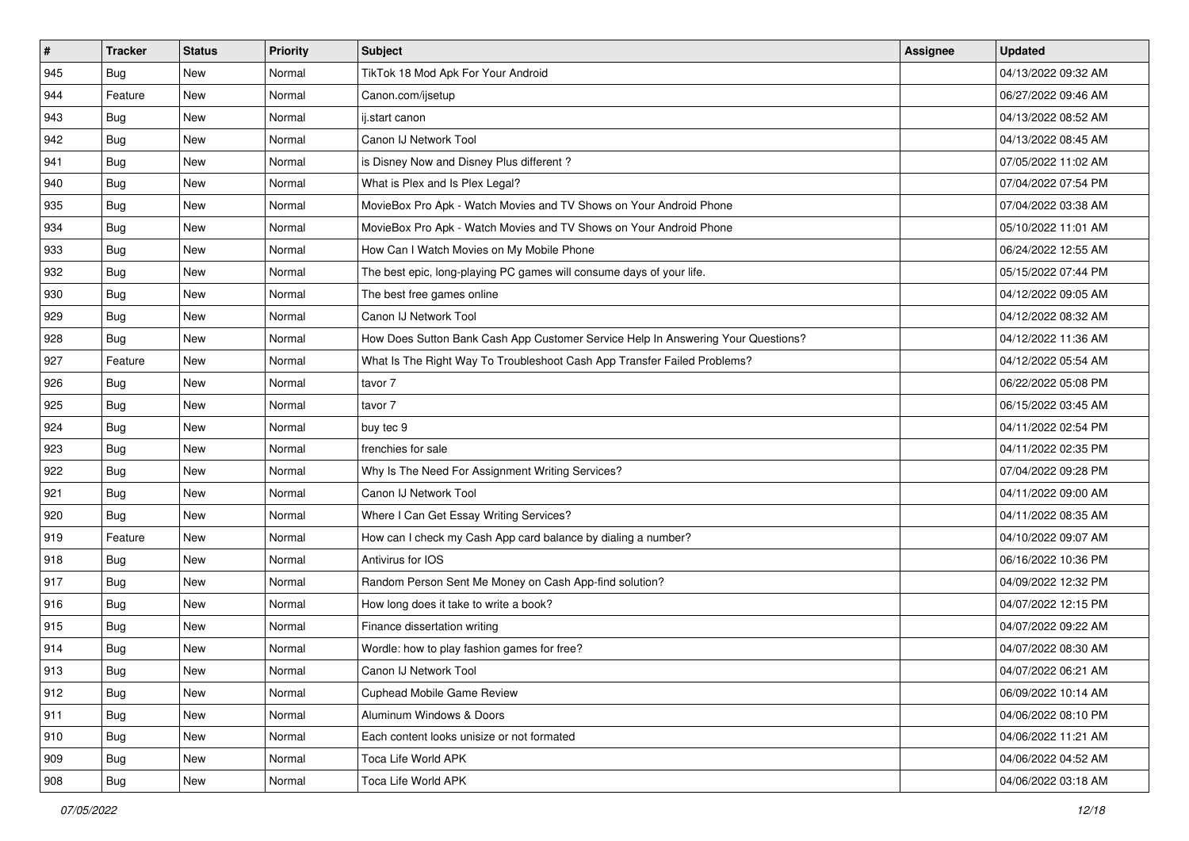| # | Tracker | Status | Priority | Subject | Assignee | Updated |
|---|---|---|---|---|---|---|
| 945 | Bug | New | Normal | TikTok 18 Mod Apk For Your Android | | 04/13/2022 09:32 AM |
| 944 | Feature | New | Normal | Canon.com/ijsetup | | 06/27/2022 09:46 AM |
| 943 | Bug | New | Normal | ij.start canon | | 04/13/2022 08:52 AM |
| 942 | Bug | New | Normal | Canon IJ Network Tool | | 04/13/2022 08:45 AM |
| 941 | Bug | New | Normal | is Disney Now and Disney Plus different ? | | 07/05/2022 11:02 AM |
| 940 | Bug | New | Normal | What is Plex and Is Plex Legal? | | 07/04/2022 07:54 PM |
| 935 | Bug | New | Normal | MovieBox Pro Apk - Watch Movies and TV Shows on Your Android Phone | | 07/04/2022 03:38 AM |
| 934 | Bug | New | Normal | MovieBox Pro Apk - Watch Movies and TV Shows on Your Android Phone | | 05/10/2022 11:01 AM |
| 933 | Bug | New | Normal | How Can I Watch Movies on My Mobile Phone | | 06/24/2022 12:55 AM |
| 932 | Bug | New | Normal | The best epic, long-playing PC games will consume days of your life. | | 05/15/2022 07:44 PM |
| 930 | Bug | New | Normal | The best free games online | | 04/12/2022 09:05 AM |
| 929 | Bug | New | Normal | Canon IJ Network Tool | | 04/12/2022 08:32 AM |
| 928 | Bug | New | Normal | How Does Sutton Bank Cash App Customer Service Help In Answering Your Questions? | | 04/12/2022 11:36 AM |
| 927 | Feature | New | Normal | What Is The Right Way To Troubleshoot Cash App Transfer Failed Problems? | | 04/12/2022 05:54 AM |
| 926 | Bug | New | Normal | tavor 7 | | 06/22/2022 05:08 PM |
| 925 | Bug | New | Normal | tavor 7 | | 06/15/2022 03:45 AM |
| 924 | Bug | New | Normal | buy tec 9 | | 04/11/2022 02:54 PM |
| 923 | Bug | New | Normal | frenchies for sale | | 04/11/2022 02:35 PM |
| 922 | Bug | New | Normal | Why Is The Need For Assignment Writing Services? | | 07/04/2022 09:28 PM |
| 921 | Bug | New | Normal | Canon IJ Network Tool | | 04/11/2022 09:00 AM |
| 920 | Bug | New | Normal | Where I Can Get Essay Writing Services? | | 04/11/2022 08:35 AM |
| 919 | Feature | New | Normal | How can I check my Cash App card balance by dialing a number? | | 04/10/2022 09:07 AM |
| 918 | Bug | New | Normal | Antivirus for IOS | | 06/16/2022 10:36 PM |
| 917 | Bug | New | Normal | Random Person Sent Me Money on Cash App-find solution? | | 04/09/2022 12:32 PM |
| 916 | Bug | New | Normal | How long does it take to write a book? | | 04/07/2022 12:15 PM |
| 915 | Bug | New | Normal | Finance dissertation writing | | 04/07/2022 09:22 AM |
| 914 | Bug | New | Normal | Wordle: how to play fashion games for free? | | 04/07/2022 08:30 AM |
| 913 | Bug | New | Normal | Canon IJ Network Tool | | 04/07/2022 06:21 AM |
| 912 | Bug | New | Normal | Cuphead Mobile Game Review | | 06/09/2022 10:14 AM |
| 911 | Bug | New | Normal | Aluminum Windows & Doors | | 04/06/2022 08:10 PM |
| 910 | Bug | New | Normal | Each content looks unisize or not formated | | 04/06/2022 11:21 AM |
| 909 | Bug | New | Normal | Toca Life World APK | | 04/06/2022 04:52 AM |
| 908 | Bug | New | Normal | Toca Life World APK | | 04/06/2022 03:18 AM |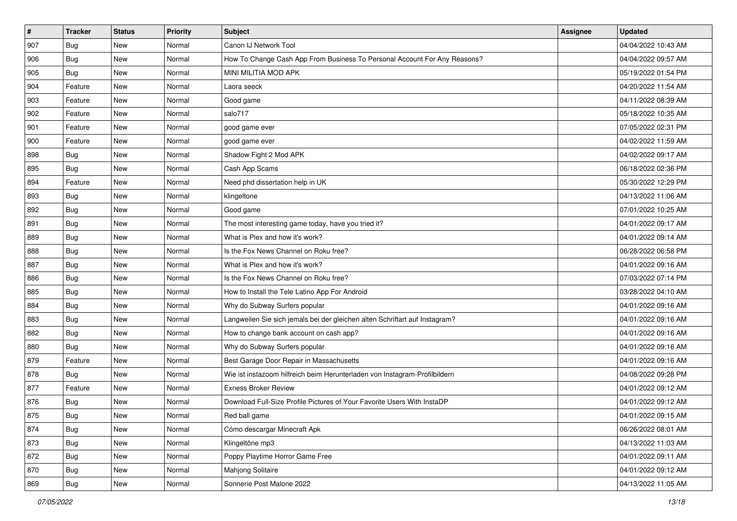| # | Tracker | Status | Priority | Subject | Assignee | Updated |
|---|---|---|---|---|---|---|
| 907 | Bug | New | Normal | Canon IJ Network Tool | | 04/04/2022 10:43 AM |
| 906 | Bug | New | Normal | How To Change Cash App From Business To Personal Account For Any Reasons? | | 04/04/2022 09:57 AM |
| 905 | Bug | New | Normal | MINI MILITIA MOD APK | | 05/19/2022 01:54 PM |
| 904 | Feature | New | Normal | Laora seeck | | 04/20/2022 11:54 AM |
| 903 | Feature | New | Normal | Good game | | 04/11/2022 08:39 AM |
| 902 | Feature | New | Normal | salo717 | | 05/18/2022 10:35 AM |
| 901 | Feature | New | Normal | good game ever | | 07/05/2022 02:31 PM |
| 900 | Feature | New | Normal | good game ever | | 04/02/2022 11:59 AM |
| 898 | Bug | New | Normal | Shadow Fight 2 Mod APK | | 04/02/2022 09:17 AM |
| 895 | Bug | New | Normal | Cash App Scams | | 06/18/2022 02:36 PM |
| 894 | Feature | New | Normal | Need phd dissertation help in UK | | 05/30/2022 12:29 PM |
| 893 | Bug | New | Normal | klingeltone | | 04/13/2022 11:06 AM |
| 892 | Bug | New | Normal | Good game | | 07/01/2022 10:25 AM |
| 891 | Bug | New | Normal | The most interesting game today, have you tried it? | | 04/01/2022 09:17 AM |
| 889 | Bug | New | Normal | What is Plex and how it's work? | | 04/01/2022 09:14 AM |
| 888 | Bug | New | Normal | Is the Fox News Channel on Roku free? | | 06/28/2022 06:58 PM |
| 887 | Bug | New | Normal | What is Plex and how it's work? | | 04/01/2022 09:16 AM |
| 886 | Bug | New | Normal | Is the Fox News Channel on Roku free? | | 07/03/2022 07:14 PM |
| 885 | Bug | New | Normal | How to Install the Tele Latino App For Android | | 03/28/2022 04:10 AM |
| 884 | Bug | New | Normal | Why do Subway Surfers popular | | 04/01/2022 09:16 AM |
| 883 | Bug | New | Normal | Langweilen Sie sich jemals bei der gleichen alten Schriftart auf Instagram? | | 04/01/2022 09:16 AM |
| 882 | Bug | New | Normal | How to change bank account on cash app? | | 04/01/2022 09:16 AM |
| 880 | Bug | New | Normal | Why do Subway Surfers popular | | 04/01/2022 09:16 AM |
| 879 | Feature | New | Normal | Best Garage Door Repair in Massachusetts | | 04/01/2022 09:16 AM |
| 878 | Bug | New | Normal | Wie ist instazoom hilfreich beim Herunterladen von Instagram-Profilbildern | | 04/08/2022 09:28 PM |
| 877 | Feature | New | Normal | Exness Broker Review | | 04/01/2022 09:12 AM |
| 876 | Bug | New | Normal | Download Full-Size Profile Pictures of Your Favorite Users With InstaDP | | 04/01/2022 09:12 AM |
| 875 | Bug | New | Normal | Red ball game | | 04/01/2022 09:15 AM |
| 874 | Bug | New | Normal | Cómo descargar Minecraft Apk | | 06/26/2022 08:01 AM |
| 873 | Bug | New | Normal | Klingeltöne mp3 | | 04/13/2022 11:03 AM |
| 872 | Bug | New | Normal | Poppy Playtime Horror Game Free | | 04/01/2022 09:11 AM |
| 870 | Bug | New | Normal | Mahjong Solitaire | | 04/01/2022 09:12 AM |
| 869 | Bug | New | Normal | Sonnerie Post Malone 2022 | | 04/13/2022 11:05 AM |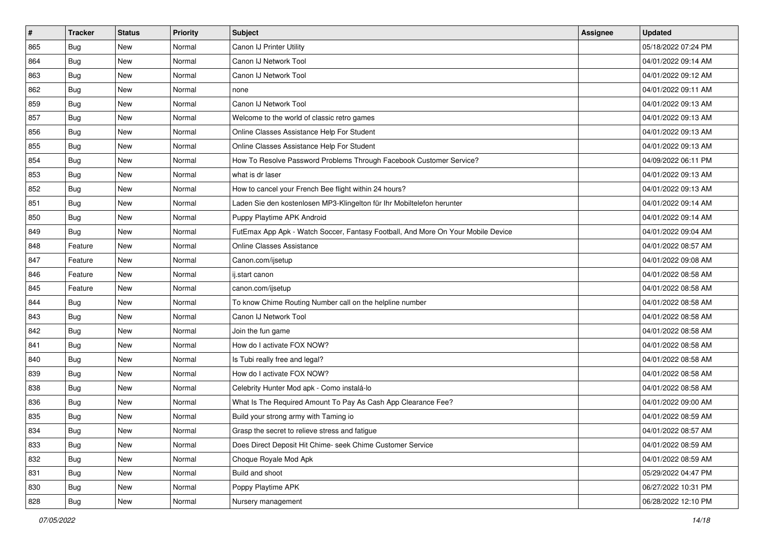| # | Tracker | Status | Priority | Subject | Assignee | Updated |
| --- | --- | --- | --- | --- | --- | --- |
| 865 | Bug | New | Normal | Canon IJ Printer Utility | | 05/18/2022 07:24 PM |
| 864 | Bug | New | Normal | Canon IJ Network Tool | | 04/01/2022 09:14 AM |
| 863 | Bug | New | Normal | Canon IJ Network Tool | | 04/01/2022 09:12 AM |
| 862 | Bug | New | Normal | none | | 04/01/2022 09:11 AM |
| 859 | Bug | New | Normal | Canon IJ Network Tool | | 04/01/2022 09:13 AM |
| 857 | Bug | New | Normal | Welcome to the world of classic retro games | | 04/01/2022 09:13 AM |
| 856 | Bug | New | Normal | Online Classes Assistance Help For Student | | 04/01/2022 09:13 AM |
| 855 | Bug | New | Normal | Online Classes Assistance Help For Student | | 04/01/2022 09:13 AM |
| 854 | Bug | New | Normal | How To Resolve Password Problems Through Facebook Customer Service? | | 04/09/2022 06:11 PM |
| 853 | Bug | New | Normal | what is dr laser | | 04/01/2022 09:13 AM |
| 852 | Bug | New | Normal | How to cancel your French Bee flight within 24 hours? | | 04/01/2022 09:13 AM |
| 851 | Bug | New | Normal | Laden Sie den kostenlosen MP3-Klingelton für Ihr Mobiltelefon herunter | | 04/01/2022 09:14 AM |
| 850 | Bug | New | Normal | Puppy Playtime APK Android | | 04/01/2022 09:14 AM |
| 849 | Bug | New | Normal | FutEmax App Apk - Watch Soccer, Fantasy Football, And More On Your Mobile Device | | 04/01/2022 09:04 AM |
| 848 | Feature | New | Normal | Online Classes Assistance | | 04/01/2022 08:57 AM |
| 847 | Feature | New | Normal | Canon.com/ijsetup | | 04/01/2022 09:08 AM |
| 846 | Feature | New | Normal | ij.start canon | | 04/01/2022 08:58 AM |
| 845 | Feature | New | Normal | canon.com/ijsetup | | 04/01/2022 08:58 AM |
| 844 | Bug | New | Normal | To know Chime Routing Number call on the helpline number | | 04/01/2022 08:58 AM |
| 843 | Bug | New | Normal | Canon IJ Network Tool | | 04/01/2022 08:58 AM |
| 842 | Bug | New | Normal | Join the fun game | | 04/01/2022 08:58 AM |
| 841 | Bug | New | Normal | How do I activate FOX NOW? | | 04/01/2022 08:58 AM |
| 840 | Bug | New | Normal | Is Tubi really free and legal? | | 04/01/2022 08:58 AM |
| 839 | Bug | New | Normal | How do I activate FOX NOW? | | 04/01/2022 08:58 AM |
| 838 | Bug | New | Normal | Celebrity Hunter Mod apk - Como instalá-lo | | 04/01/2022 08:58 AM |
| 836 | Bug | New | Normal | What Is The Required Amount To Pay As Cash App Clearance Fee? | | 04/01/2022 09:00 AM |
| 835 | Bug | New | Normal | Build your strong army with Taming io | | 04/01/2022 08:59 AM |
| 834 | Bug | New | Normal | Grasp the secret to relieve stress and fatigue | | 04/01/2022 08:57 AM |
| 833 | Bug | New | Normal | Does Direct Deposit Hit Chime- seek Chime Customer Service | | 04/01/2022 08:59 AM |
| 832 | Bug | New | Normal | Choque Royale Mod Apk | | 04/01/2022 08:59 AM |
| 831 | Bug | New | Normal | Build and shoot | | 05/29/2022 04:47 PM |
| 830 | Bug | New | Normal | Poppy Playtime APK | | 06/27/2022 10:31 PM |
| 828 | Bug | New | Normal | Nursery management | | 06/28/2022 12:10 PM |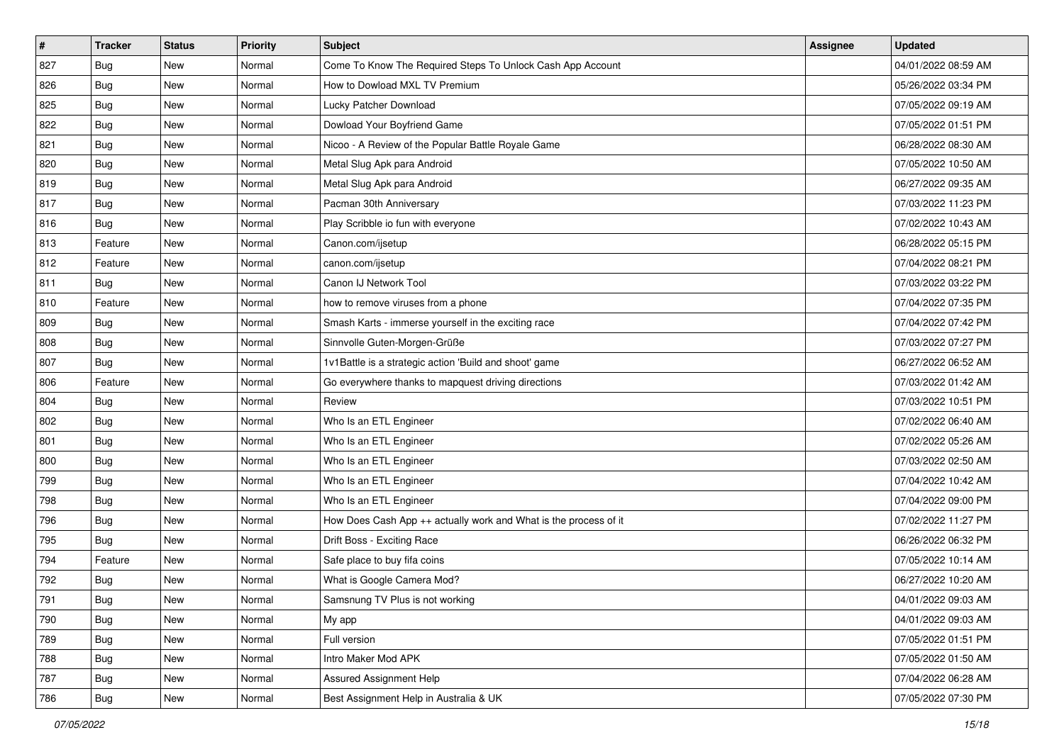| # | Tracker | Status | Priority | Subject | Assignee | Updated |
|---|---|---|---|---|---|---|
| 827 | Bug | New | Normal | Come To Know The Required Steps To Unlock Cash App Account | | 04/01/2022 08:59 AM |
| 826 | Bug | New | Normal | How to Dowload MXL TV Premium | | 05/26/2022 03:34 PM |
| 825 | Bug | New | Normal | Lucky Patcher Download | | 07/05/2022 09:19 AM |
| 822 | Bug | New | Normal | Dowload Your Boyfriend Game | | 07/05/2022 01:51 PM |
| 821 | Bug | New | Normal | Nicoo - A Review of the Popular Battle Royale Game | | 06/28/2022 08:30 AM |
| 820 | Bug | New | Normal | Metal Slug Apk para Android | | 07/05/2022 10:50 AM |
| 819 | Bug | New | Normal | Metal Slug Apk para Android | | 06/27/2022 09:35 AM |
| 817 | Bug | New | Normal | Pacman 30th Anniversary | | 07/03/2022 11:23 PM |
| 816 | Bug | New | Normal | Play Scribble io fun with everyone | | 07/02/2022 10:43 AM |
| 813 | Feature | New | Normal | Canon.com/ijsetup | | 06/28/2022 05:15 PM |
| 812 | Feature | New | Normal | canon.com/ijsetup | | 07/04/2022 08:21 PM |
| 811 | Bug | New | Normal | Canon IJ Network Tool | | 07/03/2022 03:22 PM |
| 810 | Feature | New | Normal | how to remove viruses from a phone | | 07/04/2022 07:35 PM |
| 809 | Bug | New | Normal | Smash Karts - immerse yourself in the exciting race | | 07/04/2022 07:42 PM |
| 808 | Bug | New | Normal | Sinnvolle Guten-Morgen-Grüße | | 07/03/2022 07:27 PM |
| 807 | Bug | New | Normal | 1v1Battle is a strategic action 'Build and shoot' game | | 06/27/2022 06:52 AM |
| 806 | Feature | New | Normal | Go everywhere thanks to mapquest driving directions | | 07/03/2022 01:42 AM |
| 804 | Bug | New | Normal | Review | | 07/03/2022 10:51 PM |
| 802 | Bug | New | Normal | Who Is an ETL Engineer | | 07/02/2022 06:40 AM |
| 801 | Bug | New | Normal | Who Is an ETL Engineer | | 07/02/2022 05:26 AM |
| 800 | Bug | New | Normal | Who Is an ETL Engineer | | 07/03/2022 02:50 AM |
| 799 | Bug | New | Normal | Who Is an ETL Engineer | | 07/04/2022 10:42 AM |
| 798 | Bug | New | Normal | Who Is an ETL Engineer | | 07/04/2022 09:00 PM |
| 796 | Bug | New | Normal | How Does Cash App ++ actually work and What is the process of it | | 07/02/2022 11:27 PM |
| 795 | Bug | New | Normal | Drift Boss - Exciting Race | | 06/26/2022 06:32 PM |
| 794 | Feature | New | Normal | Safe place to buy fifa coins | | 07/05/2022 10:14 AM |
| 792 | Bug | New | Normal | What is Google Camera Mod? | | 06/27/2022 10:20 AM |
| 791 | Bug | New | Normal | Samsnung TV Plus is not working | | 04/01/2022 09:03 AM |
| 790 | Bug | New | Normal | My app | | 04/01/2022 09:03 AM |
| 789 | Bug | New | Normal | Full version | | 07/05/2022 01:51 PM |
| 788 | Bug | New | Normal | Intro Maker Mod APK | | 07/05/2022 01:50 AM |
| 787 | Bug | New | Normal | Assured Assignment Help | | 07/04/2022 06:28 AM |
| 786 | Bug | New | Normal | Best Assignment Help in Australia & UK | | 07/05/2022 07:30 PM |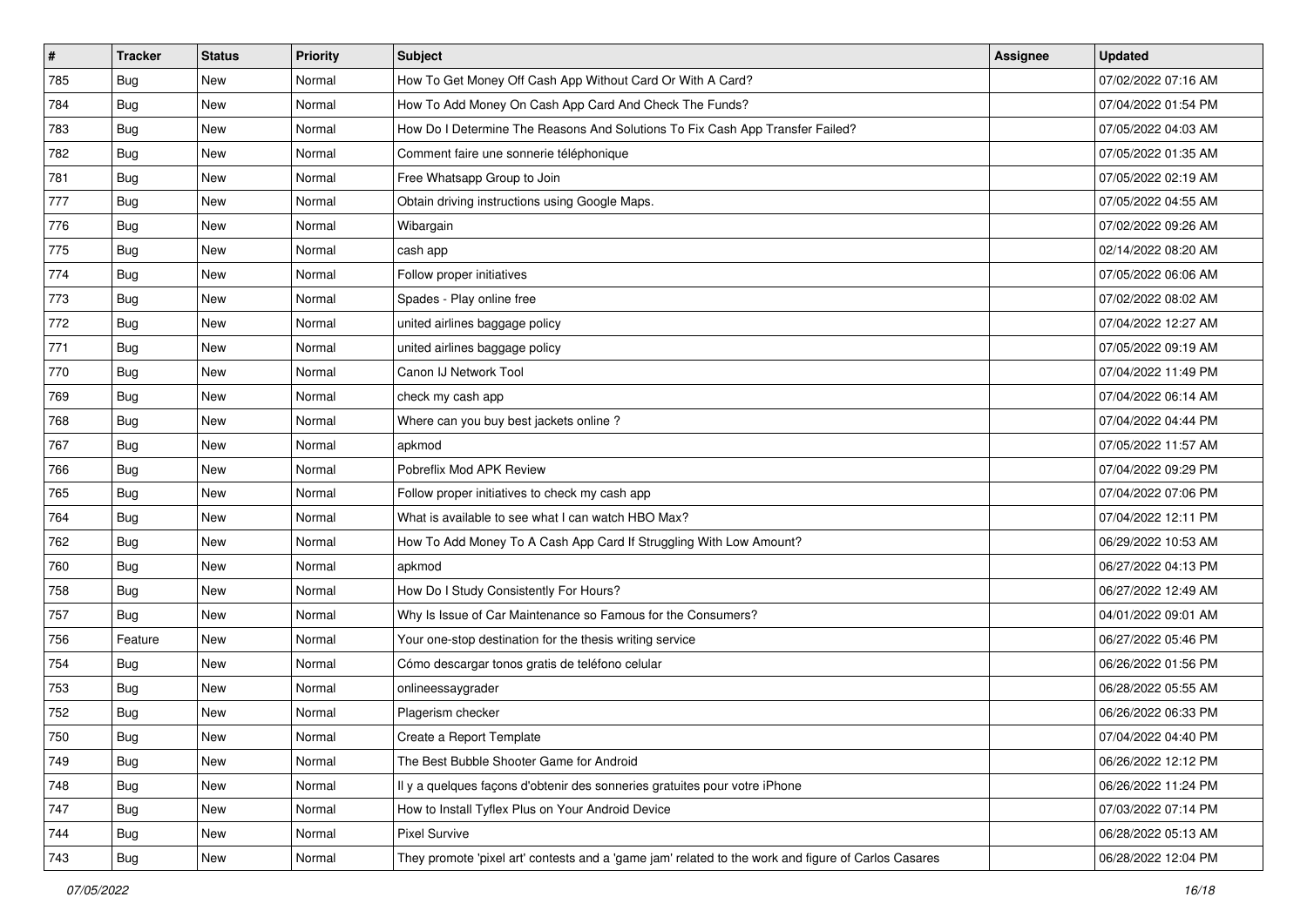| # | Tracker | Status | Priority | Subject | Assignee | Updated |
|---|---|---|---|---|---|---|
| 785 | Bug | New | Normal | How To Get Money Off Cash App Without Card Or With A Card? | | 07/02/2022 07:16 AM |
| 784 | Bug | New | Normal | How To Add Money On Cash App Card And Check The Funds? | | 07/04/2022 01:54 PM |
| 783 | Bug | New | Normal | How Do I Determine The Reasons And Solutions To Fix Cash App Transfer Failed? | | 07/05/2022 04:03 AM |
| 782 | Bug | New | Normal | Comment faire une sonnerie téléphonique | | 07/05/2022 01:35 AM |
| 781 | Bug | New | Normal | Free Whatsapp Group to Join | | 07/05/2022 02:19 AM |
| 777 | Bug | New | Normal | Obtain driving instructions using Google Maps. | | 07/05/2022 04:55 AM |
| 776 | Bug | New | Normal | Wibargain | | 07/02/2022 09:26 AM |
| 775 | Bug | New | Normal | cash app | | 02/14/2022 08:20 AM |
| 774 | Bug | New | Normal | Follow proper initiatives | | 07/05/2022 06:06 AM |
| 773 | Bug | New | Normal | Spades - Play online free | | 07/02/2022 08:02 AM |
| 772 | Bug | New | Normal | united airlines baggage policy | | 07/04/2022 12:27 AM |
| 771 | Bug | New | Normal | united airlines baggage policy | | 07/05/2022 09:19 AM |
| 770 | Bug | New | Normal | Canon IJ Network Tool | | 07/04/2022 11:49 PM |
| 769 | Bug | New | Normal | check my cash app | | 07/04/2022 06:14 AM |
| 768 | Bug | New | Normal | Where can you buy best jackets online ? | | 07/04/2022 04:44 PM |
| 767 | Bug | New | Normal | apkmod | | 07/05/2022 11:57 AM |
| 766 | Bug | New | Normal | Pobreflix Mod APK Review | | 07/04/2022 09:29 PM |
| 765 | Bug | New | Normal | Follow proper initiatives to check my cash app | | 07/04/2022 07:06 PM |
| 764 | Bug | New | Normal | What is available to see what I can watch HBO Max? | | 07/04/2022 12:11 PM |
| 762 | Bug | New | Normal | How To Add Money To A Cash App Card If Struggling With Low Amount? | | 06/29/2022 10:53 AM |
| 760 | Bug | New | Normal | apkmod | | 06/27/2022 04:13 PM |
| 758 | Bug | New | Normal | How Do I Study Consistently For Hours? | | 06/27/2022 12:49 AM |
| 757 | Bug | New | Normal | Why Is Issue of Car Maintenance so Famous for the Consumers? | | 04/01/2022 09:01 AM |
| 756 | Feature | New | Normal | Your one-stop destination for the thesis writing service | | 06/27/2022 05:46 PM |
| 754 | Bug | New | Normal | Cómo descargar tonos gratis de teléfono celular | | 06/26/2022 01:56 PM |
| 753 | Bug | New | Normal | onlineessaygrader | | 06/28/2022 05:55 AM |
| 752 | Bug | New | Normal | Plagerism checker | | 06/26/2022 06:33 PM |
| 750 | Bug | New | Normal | Create a Report Template | | 07/04/2022 04:40 PM |
| 749 | Bug | New | Normal | The Best Bubble Shooter Game for Android | | 06/26/2022 12:12 PM |
| 748 | Bug | New | Normal | Il y a quelques façons d'obtenir des sonneries gratuites pour votre iPhone | | 06/26/2022 11:24 PM |
| 747 | Bug | New | Normal | How to Install Tyflex Plus on Your Android Device | | 07/03/2022 07:14 PM |
| 744 | Bug | New | Normal | Pixel Survive | | 06/28/2022 05:13 AM |
| 743 | Bug | New | Normal | They promote 'pixel art' contests and a 'game jam' related to the work and figure of Carlos Casares | | 06/28/2022 12:04 PM |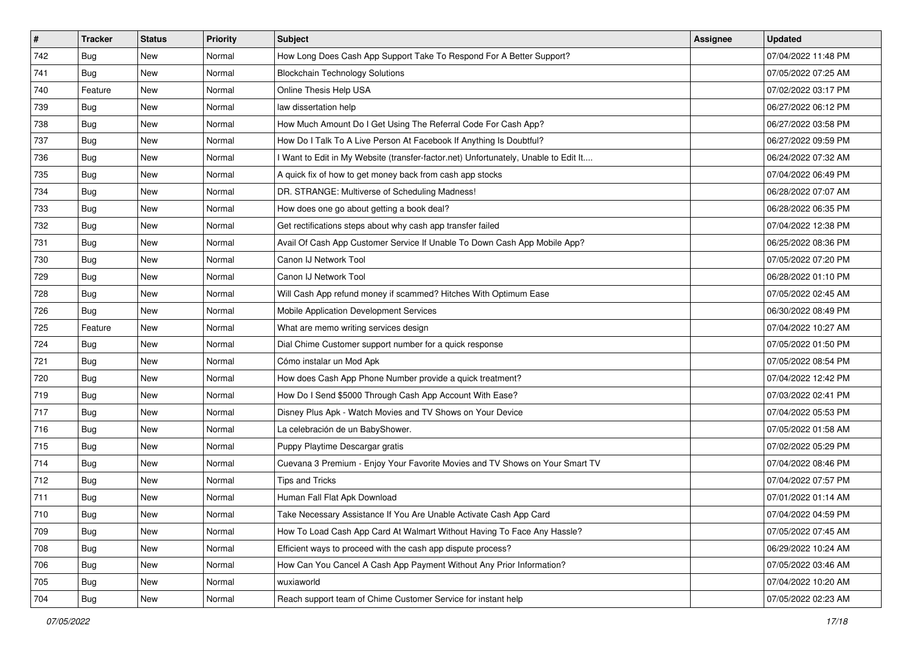| # | Tracker | Status | Priority | Subject | Assignee | Updated |
| --- | --- | --- | --- | --- | --- | --- |
| 742 | Bug | New | Normal | How Long Does Cash App Support Take To Respond For A Better Support? | | 07/04/2022 11:48 PM |
| 741 | Bug | New | Normal | Blockchain Technology Solutions | | 07/05/2022 07:25 AM |
| 740 | Feature | New | Normal | Online Thesis Help USA | | 07/02/2022 03:17 PM |
| 739 | Bug | New | Normal | law dissertation help | | 06/27/2022 06:12 PM |
| 738 | Bug | New | Normal | How Much Amount Do I Get Using The Referral Code For Cash App? | | 06/27/2022 03:58 PM |
| 737 | Bug | New | Normal | How Do I Talk To A Live Person At Facebook If Anything Is Doubtful? | | 06/27/2022 09:59 PM |
| 736 | Bug | New | Normal | I Want to Edit in My Website (transfer-factor.net) Unfortunately, Unable to Edit It.... | | 06/24/2022 07:32 AM |
| 735 | Bug | New | Normal | A quick fix of how to get money back from cash app stocks | | 07/04/2022 06:49 PM |
| 734 | Bug | New | Normal | DR. STRANGE: Multiverse of Scheduling Madness! | | 06/28/2022 07:07 AM |
| 733 | Bug | New | Normal | How does one go about getting a book deal? | | 06/28/2022 06:35 PM |
| 732 | Bug | New | Normal | Get rectifications steps about why cash app transfer failed | | 07/04/2022 12:38 PM |
| 731 | Bug | New | Normal | Avail Of Cash App Customer Service If Unable To Down Cash App Mobile App? | | 06/25/2022 08:36 PM |
| 730 | Bug | New | Normal | Canon IJ Network Tool | | 07/05/2022 07:20 PM |
| 729 | Bug | New | Normal | Canon IJ Network Tool | | 06/28/2022 01:10 PM |
| 728 | Bug | New | Normal | Will Cash App refund money if scammed? Hitches With Optimum Ease | | 07/05/2022 02:45 AM |
| 726 | Bug | New | Normal | Mobile Application Development Services | | 06/30/2022 08:49 PM |
| 725 | Feature | New | Normal | What are memo writing services design | | 07/04/2022 10:27 AM |
| 724 | Bug | New | Normal | Dial Chime Customer support number for a quick response | | 07/05/2022 01:50 PM |
| 721 | Bug | New | Normal | Cómo instalar un Mod Apk | | 07/05/2022 08:54 PM |
| 720 | Bug | New | Normal | How does Cash App Phone Number provide a quick treatment? | | 07/04/2022 12:42 PM |
| 719 | Bug | New | Normal | How Do I Send $5000 Through Cash App Account With Ease? | | 07/03/2022 02:41 PM |
| 717 | Bug | New | Normal | Disney Plus Apk - Watch Movies and TV Shows on Your Device | | 07/04/2022 05:53 PM |
| 716 | Bug | New | Normal | La celebración de un BabyShower. | | 07/05/2022 01:58 AM |
| 715 | Bug | New | Normal | Puppy Playtime Descargar gratis | | 07/02/2022 05:29 PM |
| 714 | Bug | New | Normal | Cuevana 3 Premium - Enjoy Your Favorite Movies and TV Shows on Your Smart TV | | 07/04/2022 08:46 PM |
| 712 | Bug | New | Normal | Tips and Tricks | | 07/04/2022 07:57 PM |
| 711 | Bug | New | Normal | Human Fall Flat Apk Download | | 07/01/2022 01:14 AM |
| 710 | Bug | New | Normal | Take Necessary Assistance If You Are Unable Activate Cash App Card | | 07/04/2022 04:59 PM |
| 709 | Bug | New | Normal | How To Load Cash App Card At Walmart Without Having To Face Any Hassle? | | 07/05/2022 07:45 AM |
| 708 | Bug | New | Normal | Efficient ways to proceed with the cash app dispute process? | | 06/29/2022 10:24 AM |
| 706 | Bug | New | Normal | How Can You Cancel A Cash App Payment Without Any Prior Information? | | 07/05/2022 03:46 AM |
| 705 | Bug | New | Normal | wuxiaworld | | 07/04/2022 10:20 AM |
| 704 | Bug | New | Normal | Reach support team of Chime Customer Service for instant help | | 07/05/2022 02:23 AM |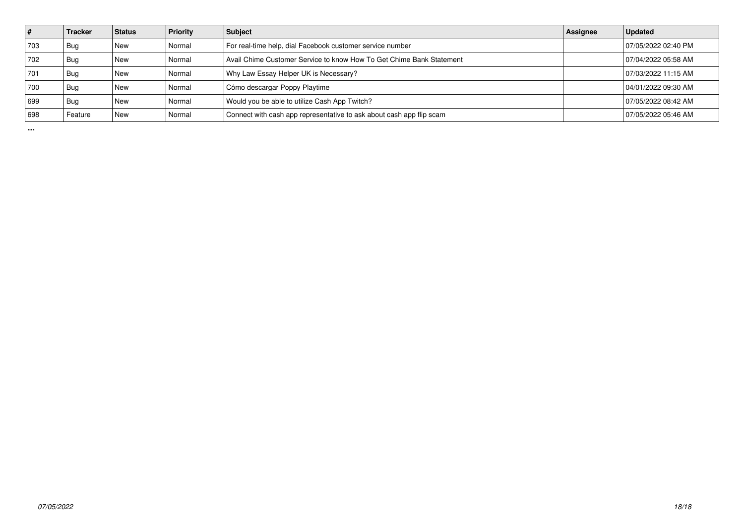| # | Tracker | Status | Priority | Subject | Assignee | Updated |
|---|---|---|---|---|---|---|
| 703 | Bug | New | Normal | For real-time help, dial Facebook customer service number | | 07/05/2022 02:40 PM |
| 702 | Bug | New | Normal | Avail Chime Customer Service to know How To Get Chime Bank Statement | | 07/04/2022 05:58 AM |
| 701 | Bug | New | Normal | Why Law Essay Helper UK is Necessary? | | 07/03/2022 11:15 AM |
| 700 | Bug | New | Normal | Cómo descargar Poppy Playtime | | 04/01/2022 09:30 AM |
| 699 | Bug | New | Normal | Would you be able to utilize Cash App Twitch? | | 07/05/2022 08:42 AM |
| 698 | Feature | New | Normal | Connect with cash app representative to ask about cash app flip scam | | 07/05/2022 05:46 AM |

...